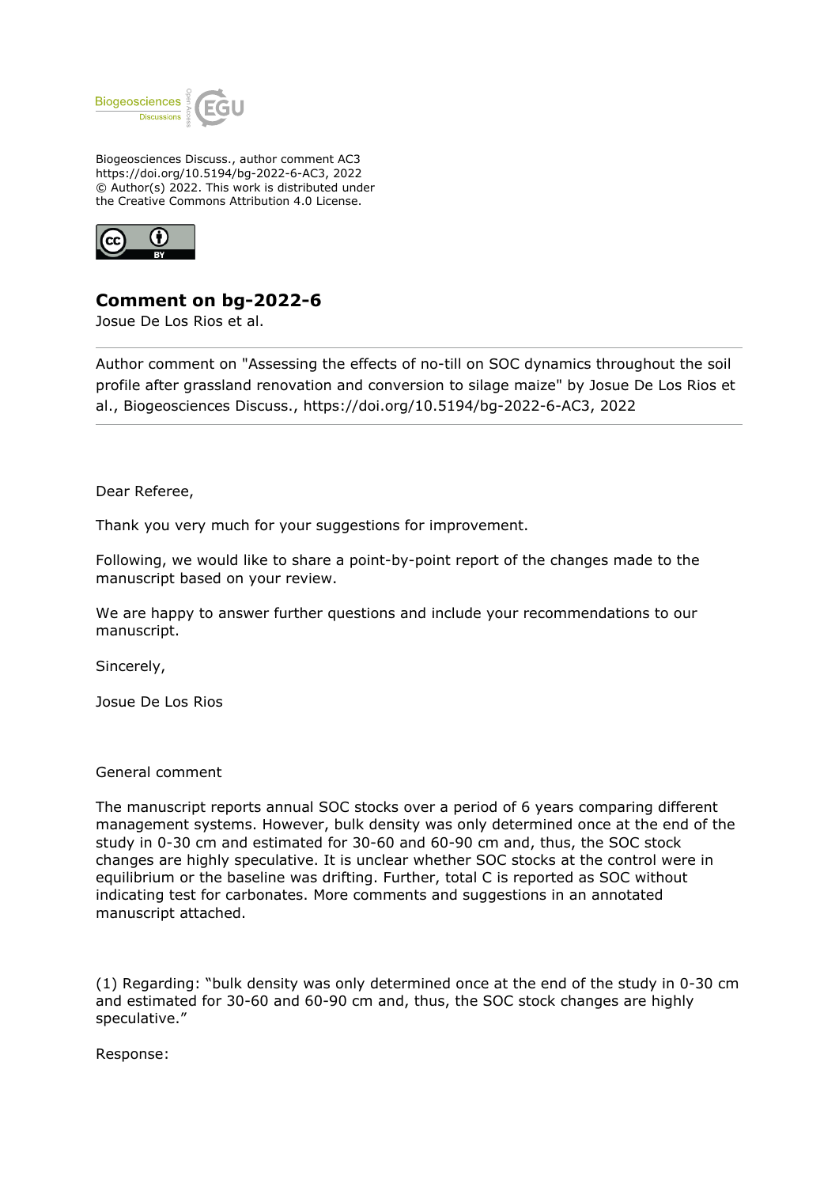Biogeosciences Discuss., author comment AC3
https://doi.org/10.5194/bg-2022-6-AC3, 2022
© Author(s) 2022. This work is distributed under
the Creative Commons Attribution 4.0 License.

## Comment on bg-2022-6

Josue De Los Rios et al.

---

Author comment on "Assessing the effects of no-till on SOC dynamics throughout the soil profile after grassland renovation and conversion to silage maize" by Josue De Los Rios et al., Biogeosciences Discuss., https://doi.org/10.5194/bg-2022-6-AC3, 2022

---

Dear Referee,

Thank you very much for your suggestions for improvement.

Following, we would like to share a point-by-point report of the changes made to the manuscript based on your review.

We are happy to answer further questions and include your recommendations to our manuscript.

Sincerely,

Josue De Los Rios

General comment

The manuscript reports annual SOC stocks over a period of 6 years comparing different management systems. However, bulk density was only determined once at the end of the study in 0-30 cm and estimated for 30-60 and 60-90 cm and, thus, the SOC stock changes are highly speculative. It is unclear whether SOC stocks at the control were in equilibrium or the baseline was drifting. Further, total C is reported as SOC without indicating test for carbonates. More comments and suggestions in an annotated manuscript attached.

(1) Regarding: "bulk density was only determined once at the end of the study in 0-30 cm and estimated for 30-60 and 60-90 cm and, thus, the SOC stock changes are highly speculative."

Response: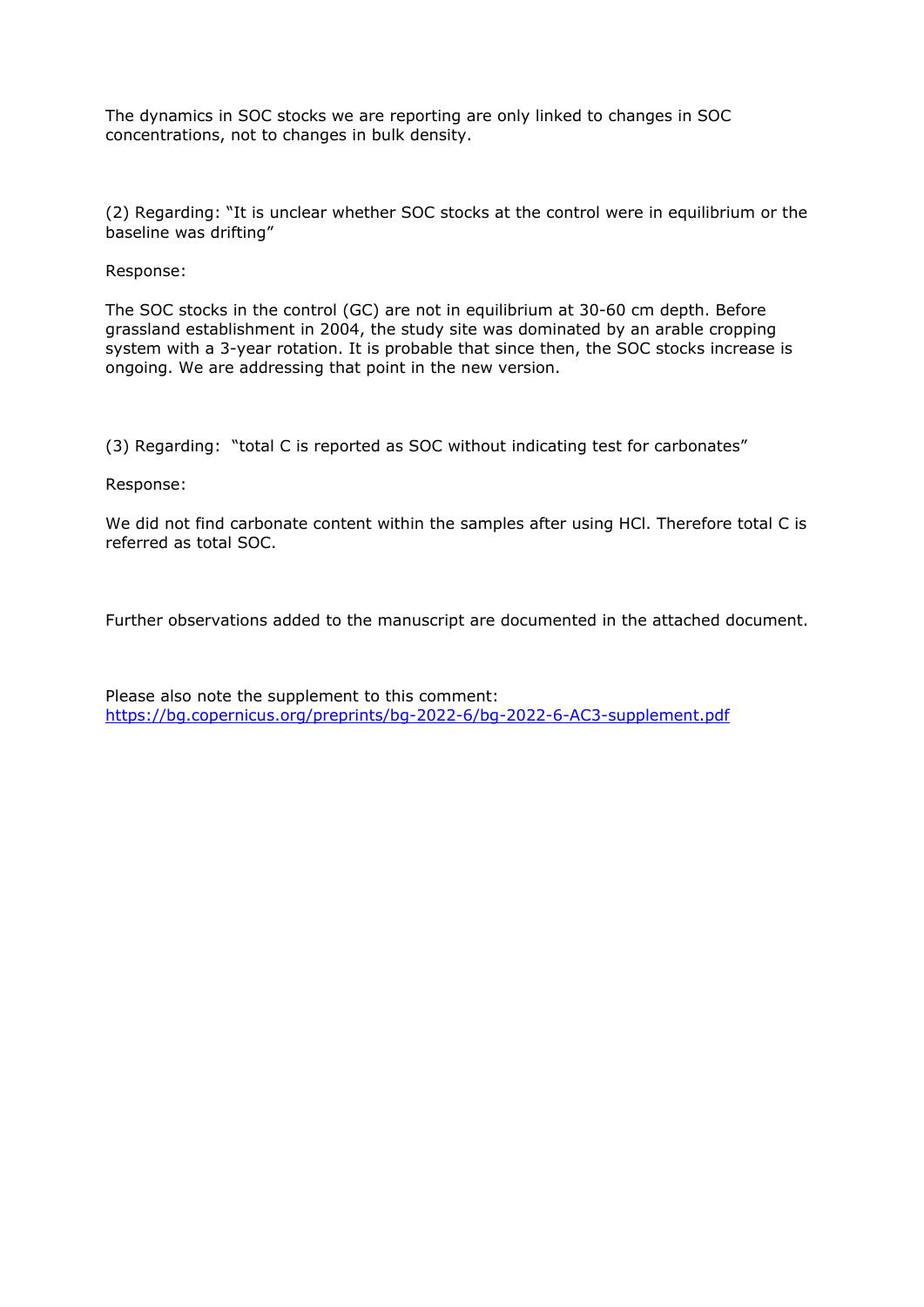The dynamics in SOC stocks we are reporting are only linked to changes in SOC concentrations, not to changes in bulk density.

(2) Regarding: "It is unclear whether SOC stocks at the control were in equilibrium or the baseline was drifting"

Response:

The SOC stocks in the control (GC) are not in equilibrium at 30-60 cm depth. Before grassland establishment in 2004, the study site was dominated by an arable cropping system with a 3-year rotation. It is probable that since then, the SOC stocks increase is ongoing. We are addressing that point in the new version.

(3) Regarding: "total C is reported as SOC without indicating test for carbonates"

Response:

We did not find carbonate content within the samples after using HCl. Therefore total C is referred as total SOC.

Further observations added to the manuscript are documented in the attached document.

Please also note the supplement to this comment:
https://bg.copernicus.org/preprints/bg-2022-6/bg-2022-6-AC3-supplement.pdf